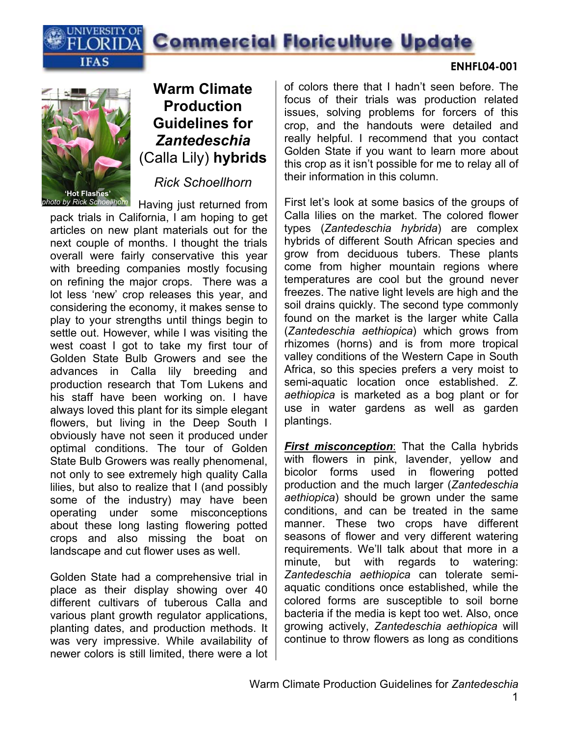University of Florida IFAS — Commercial Floriculture Update

ENHFL04-001

# Warm Climate Production Guidelines for *Zantedeschia* (Calla Lily) hybrids

*Rick Schoellhorn*

'Hot Flashes'
*photo by Rick Schoellhorn*

Having just returned from pack trials in California, I am hoping to get articles on new plant materials out for the next couple of months. I thought the trials overall were fairly conservative this year with breeding companies mostly focusing on refining the major crops. There was a lot less 'new' crop releases this year, and considering the economy, it makes sense to play to your strengths until things begin to settle out. However, while I was visiting the west coast I got to take my first tour of Golden State Bulb Growers and see the advances in Calla lily breeding and production research that Tom Lukens and his staff have been working on. I have always loved this plant for its simple elegant flowers, but living in the Deep South I obviously have not seen it produced under optimal conditions. The tour of Golden State Bulb Growers was really phenomenal, not only to see extremely high quality Calla lilies, but also to realize that I (and possibly some of the industry) may have been operating under some misconceptions about these long lasting flowering potted crops and also missing the boat on landscape and cut flower uses as well.

Golden State had a comprehensive trial in place as their display showing over 40 different cultivars of tuberous Calla and various plant growth regulator applications, planting dates, and production methods. It was very impressive. While availability of newer colors is still limited, there were a lot of colors there that I hadn't seen before. The focus of their trials was production related issues, solving problems for forcers of this crop, and the handouts were detailed and really helpful. I recommend that you contact Golden State if you want to learn more about this crop as it isn't possible for me to relay all of their information in this column.

First let's look at some basics of the groups of Calla lilies on the market. The colored flower types (*Zantedeschia hybrida*) are complex hybrids of different South African species and grow from deciduous tubers. These plants come from higher mountain regions where temperatures are cool but the ground never freezes. The native light levels are high and the soil drains quickly. The second type commonly found on the market is the larger white Calla (*Zantedeschia aethiopica*) which grows from rhizomes (horns) and is from more tropical valley conditions of the Western Cape in South Africa, so this species prefers a very moist to semi-aquatic location once established. *Z. aethiopica* is marketed as a bog plant or for use in water gardens as well as garden plantings.

***First misconception***: That the Calla hybrids with flowers in pink, lavender, yellow and bicolor forms used in flowering potted production and the much larger (*Zantedeschia aethiopica*) should be grown under the same conditions, and can be treated in the same manner. These two crops have different seasons of flower and very different watering requirements. We'll talk about that more in a minute, but with regards to watering: *Zantedeschia aethiopica* can tolerate semi-aquatic conditions once established, while the colored forms are susceptible to soil borne bacteria if the media is kept too wet. Also, once growing actively, *Zantedeschia aethiopica* will continue to throw flowers as long as conditions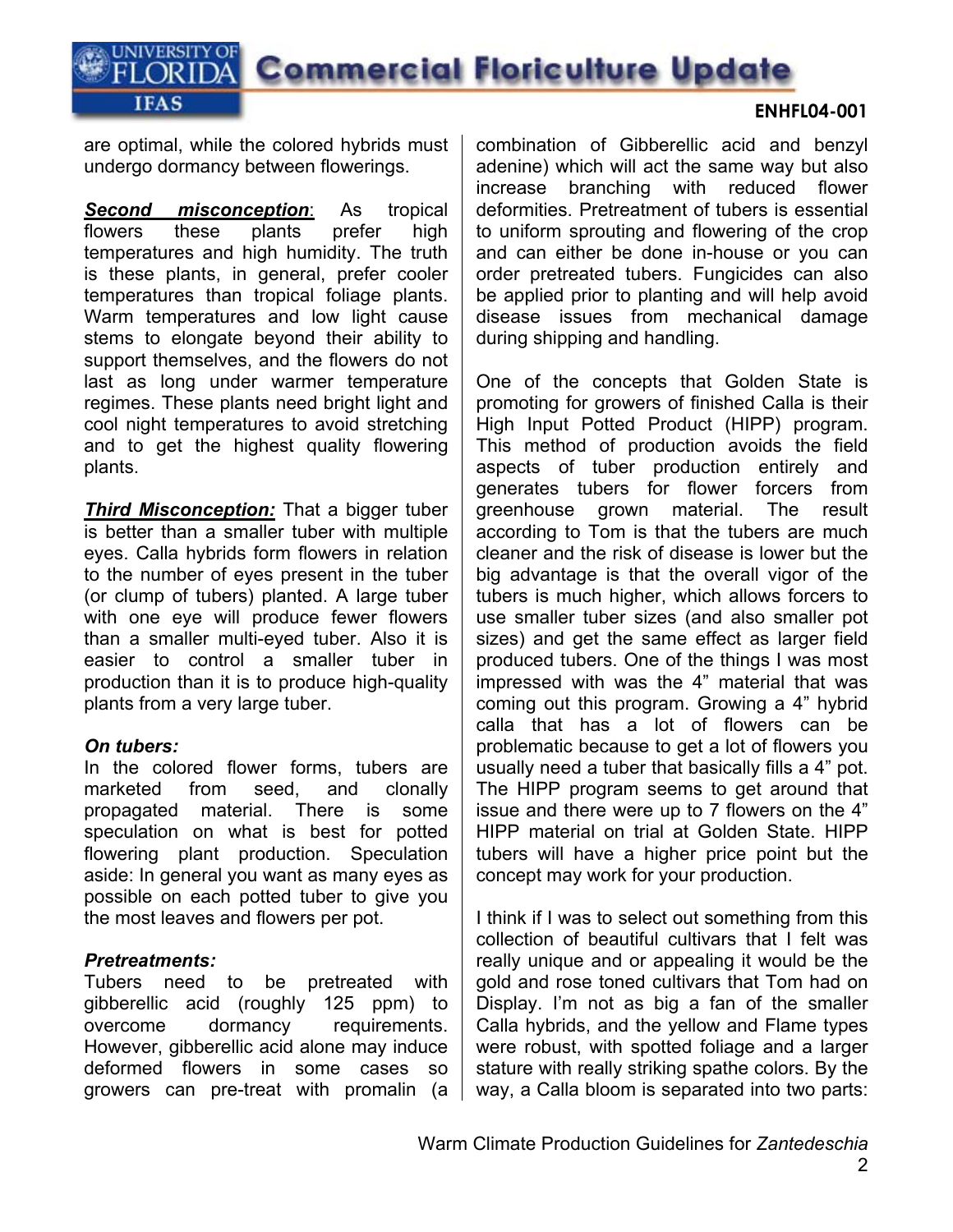are optimal, while the colored hybrids must undergo dormancy between flowerings.

***Second misconception***: As tropical flowers these plants prefer high temperatures and high humidity. The truth is these plants, in general, prefer cooler temperatures than tropical foliage plants. Warm temperatures and low light cause stems to elongate beyond their ability to support themselves, and the flowers do not last as long under warmer temperature regimes. These plants need bright light and cool night temperatures to avoid stretching and to get the highest quality flowering plants.

***Third Misconception:*** That a bigger tuber is better than a smaller tuber with multiple eyes. Calla hybrids form flowers in relation to the number of eyes present in the tuber (or clump of tubers) planted. A large tuber with one eye will produce fewer flowers than a smaller multi-eyed tuber. Also it is easier to control a smaller tuber in production than it is to produce high-quality plants from a very large tuber.

***On tubers:***
In the colored flower forms, tubers are marketed from seed, and clonally propagated material. There is some speculation on what is best for potted flowering plant production. Speculation aside: In general you want as many eyes as possible on each potted tuber to give you the most leaves and flowers per pot.

***Pretreatments:***
Tubers need to be pretreated with gibberellic acid (roughly 125 ppm) to overcome dormancy requirements. However, gibberellic acid alone may induce deformed flowers in some cases so growers can pre-treat with promalin (a combination of Gibberellic acid and benzyl adenine) which will act the same way but also increase branching with reduced flower deformities. Pretreatment of tubers is essential to uniform sprouting and flowering of the crop and can either be done in-house or you can order pretreated tubers. Fungicides can also be applied prior to planting and will help avoid disease issues from mechanical damage during shipping and handling.

One of the concepts that Golden State is promoting for growers of finished Calla is their High Input Potted Product (HIPP) program. This method of production avoids the field aspects of tuber production entirely and generates tubers for flower forcers from greenhouse grown material. The result according to Tom is that the tubers are much cleaner and the risk of disease is lower but the big advantage is that the overall vigor of the tubers is much higher, which allows forcers to use smaller tuber sizes (and also smaller pot sizes) and get the same effect as larger field produced tubers. One of the things I was most impressed with was the 4" material that was coming out this program. Growing a 4" hybrid calla that has a lot of flowers can be problematic because to get a lot of flowers you usually need a tuber that basically fills a 4" pot. The HIPP program seems to get around that issue and there were up to 7 flowers on the 4" HIPP material on trial at Golden State. HIPP tubers will have a higher price point but the concept may work for your production.

I think if I was to select out something from this collection of beautiful cultivars that I felt was really unique and or appealing it would be the gold and rose toned cultivars that Tom had on Display. I'm not as big a fan of the smaller Calla hybrids, and the yellow and Flame types were robust, with spotted foliage and a larger stature with really striking spathe colors. By the way, a Calla bloom is separated into two parts: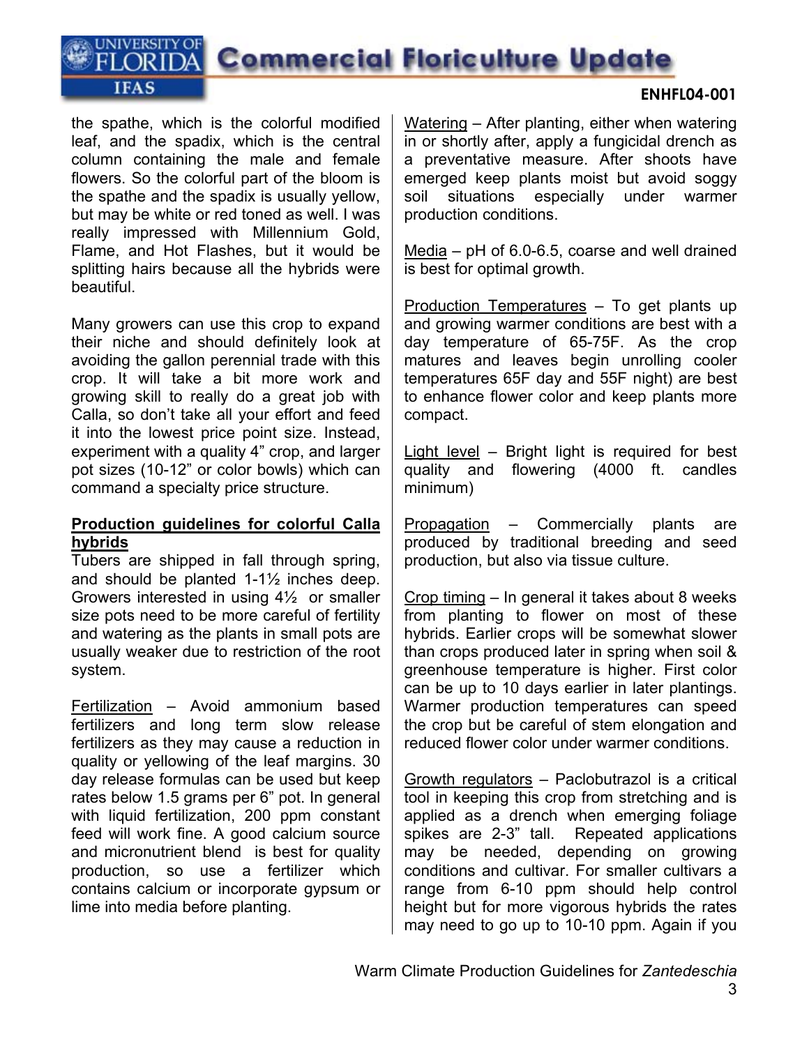the spathe, which is the colorful modified leaf, and the spadix, which is the central column containing the male and female flowers. So the colorful part of the bloom is the spathe and the spadix is usually yellow, but may be white or red toned as well. I was really impressed with Millennium Gold, Flame, and Hot Flashes, but it would be splitting hairs because all the hybrids were beautiful.

Many growers can use this crop to expand their niche and should definitely look at avoiding the gallon perennial trade with this crop. It will take a bit more work and growing skill to really do a great job with Calla, so don't take all your effort and feed it into the lowest price point size. Instead, experiment with a quality 4" crop, and larger pot sizes (10-12" or color bowls) which can command a specialty price structure.

**Production guidelines for colorful Calla hybrids**

Tubers are shipped in fall through spring, and should be planted 1-1½ inches deep. Growers interested in using 4½ or smaller size pots need to be more careful of fertility and watering as the plants in small pots are usually weaker due to restriction of the root system.

Fertilization – Avoid ammonium based fertilizers and long term slow release fertilizers as they may cause a reduction in quality or yellowing of the leaf margins. 30 day release formulas can be used but keep rates below 1.5 grams per 6" pot. In general with liquid fertilization, 200 ppm constant feed will work fine. A good calcium source and micronutrient blend is best for quality production, so use a fertilizer which contains calcium or incorporate gypsum or lime into media before planting.

Watering – After planting, either when watering in or shortly after, apply a fungicidal drench as a preventative measure. After shoots have emerged keep plants moist but avoid soggy soil situations especially under warmer production conditions.

Media – pH of 6.0-6.5, coarse and well drained is best for optimal growth.

Production Temperatures – To get plants up and growing warmer conditions are best with a day temperature of 65-75F. As the crop matures and leaves begin unrolling cooler temperatures 65F day and 55F night) are best to enhance flower color and keep plants more compact.

Light level – Bright light is required for best quality and flowering (4000 ft. candles minimum)

Propagation – Commercially plants are produced by traditional breeding and seed production, but also via tissue culture.

Crop timing – In general it takes about 8 weeks from planting to flower on most of these hybrids. Earlier crops will be somewhat slower than crops produced later in spring when soil & greenhouse temperature is higher. First color can be up to 10 days earlier in later plantings. Warmer production temperatures can speed the crop but be careful of stem elongation and reduced flower color under warmer conditions.

Growth regulators – Paclobutrazol is a critical tool in keeping this crop from stretching and is applied as a drench when emerging foliage spikes are 2-3" tall. Repeated applications may be needed, depending on growing conditions and cultivar. For smaller cultivars a range from 6-10 ppm should help control height but for more vigorous hybrids the rates may need to go up to 10-10 ppm. Again if you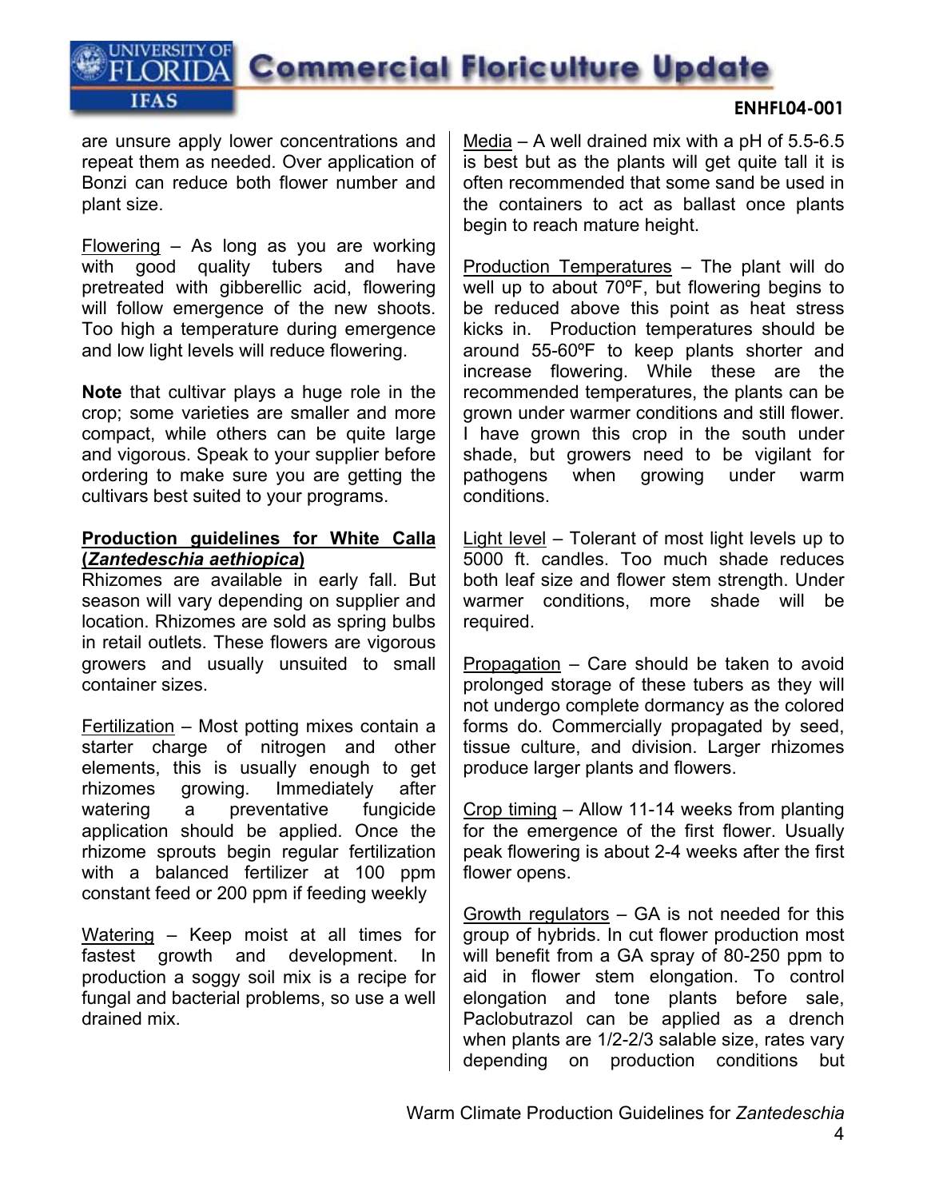are unsure apply lower concentrations and repeat them as needed. Over application of Bonzi can reduce both flower number and plant size.

Flowering – As long as you are working with good quality tubers and have pretreated with gibberellic acid, flowering will follow emergence of the new shoots. Too high a temperature during emergence and low light levels will reduce flowering.

**Note** that cultivar plays a huge role in the crop; some varieties are smaller and more compact, while others can be quite large and vigorous. Speak to your supplier before ordering to make sure you are getting the cultivars best suited to your programs.

**Production guidelines for White Calla (*Zantedeschia aethiopica*)**

Rhizomes are available in early fall. But season will vary depending on supplier and location. Rhizomes are sold as spring bulbs in retail outlets. These flowers are vigorous growers and usually unsuited to small container sizes.

Fertilization – Most potting mixes contain a starter charge of nitrogen and other elements, this is usually enough to get rhizomes growing. Immediately after watering a preventative fungicide application should be applied. Once the rhizome sprouts begin regular fertilization with a balanced fertilizer at 100 ppm constant feed or 200 ppm if feeding weekly

Watering – Keep moist at all times for fastest growth and development. In production a soggy soil mix is a recipe for fungal and bacterial problems, so use a well drained mix.

Media – A well drained mix with a pH of 5.5-6.5 is best but as the plants will get quite tall it is often recommended that some sand be used in the containers to act as ballast once plants begin to reach mature height.

Production Temperatures – The plant will do well up to about 70ºF, but flowering begins to be reduced above this point as heat stress kicks in. Production temperatures should be around 55-60ºF to keep plants shorter and increase flowering. While these are the recommended temperatures, the plants can be grown under warmer conditions and still flower. I have grown this crop in the south under shade, but growers need to be vigilant for pathogens when growing under warm conditions.

Light level – Tolerant of most light levels up to 5000 ft. candles. Too much shade reduces both leaf size and flower stem strength. Under warmer conditions, more shade will be required.

Propagation – Care should be taken to avoid prolonged storage of these tubers as they will not undergo complete dormancy as the colored forms do. Commercially propagated by seed, tissue culture, and division. Larger rhizomes produce larger plants and flowers.

Crop timing – Allow 11-14 weeks from planting for the emergence of the first flower. Usually peak flowering is about 2-4 weeks after the first flower opens.

Growth regulators – GA is not needed for this group of hybrids. In cut flower production most will benefit from a GA spray of 80-250 ppm to aid in flower stem elongation. To control elongation and tone plants before sale, Paclobutrazol can be applied as a drench when plants are 1/2-2/3 salable size, rates vary depending on production conditions but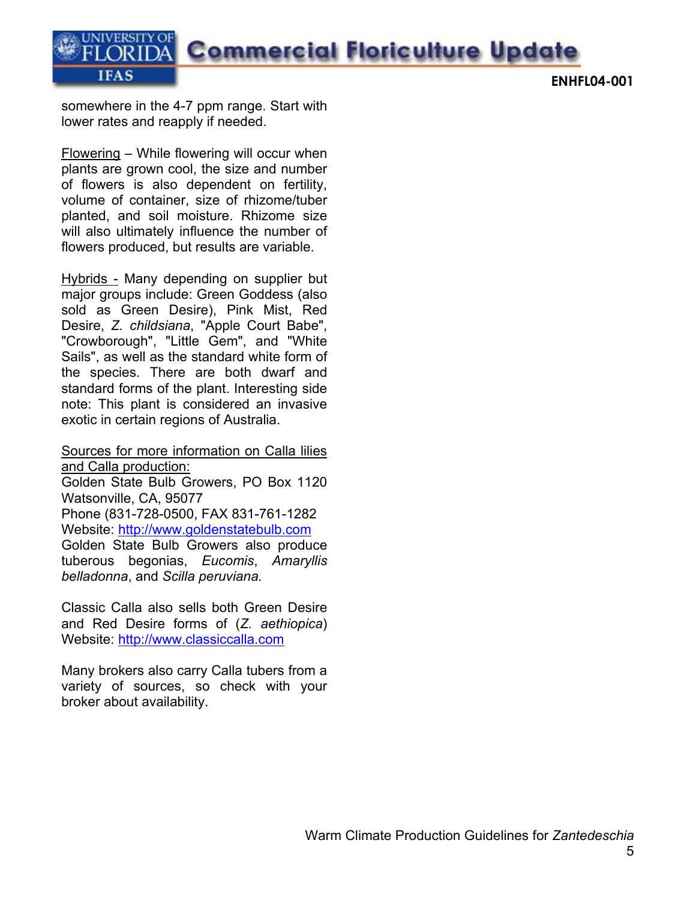somewhere in the 4-7 ppm range. Start with lower rates and reapply if needed.

Flowering – While flowering will occur when plants are grown cool, the size and number of flowers is also dependent on fertility, volume of container, size of rhizome/tuber planted, and soil moisture. Rhizome size will also ultimately influence the number of flowers produced, but results are variable.

Hybrids - Many depending on supplier but major groups include: Green Goddess (also sold as Green Desire), Pink Mist, Red Desire, *Z. childsiana*, "Apple Court Babe", "Crowborough", "Little Gem", and "White Sails", as well as the standard white form of the species. There are both dwarf and standard forms of the plant. Interesting side note: This plant is considered an invasive exotic in certain regions of Australia.

Sources for more information on Calla lilies and Calla production:
Golden State Bulb Growers, PO Box 1120 Watsonville, CA, 95077
Phone (831-728-0500, FAX 831-761-1282
Website: http://www.goldenstatebulb.com
Golden State Bulb Growers also produce tuberous begonias, *Eucomis*, *Amaryllis belladonna*, and *Scilla peruviana.*

Classic Calla also sells both Green Desire and Red Desire forms of (*Z. aethiopica*)
Website: http://www.classiccalla.com

Many brokers also carry Calla tubers from a variety of sources, so check with your broker about availability.